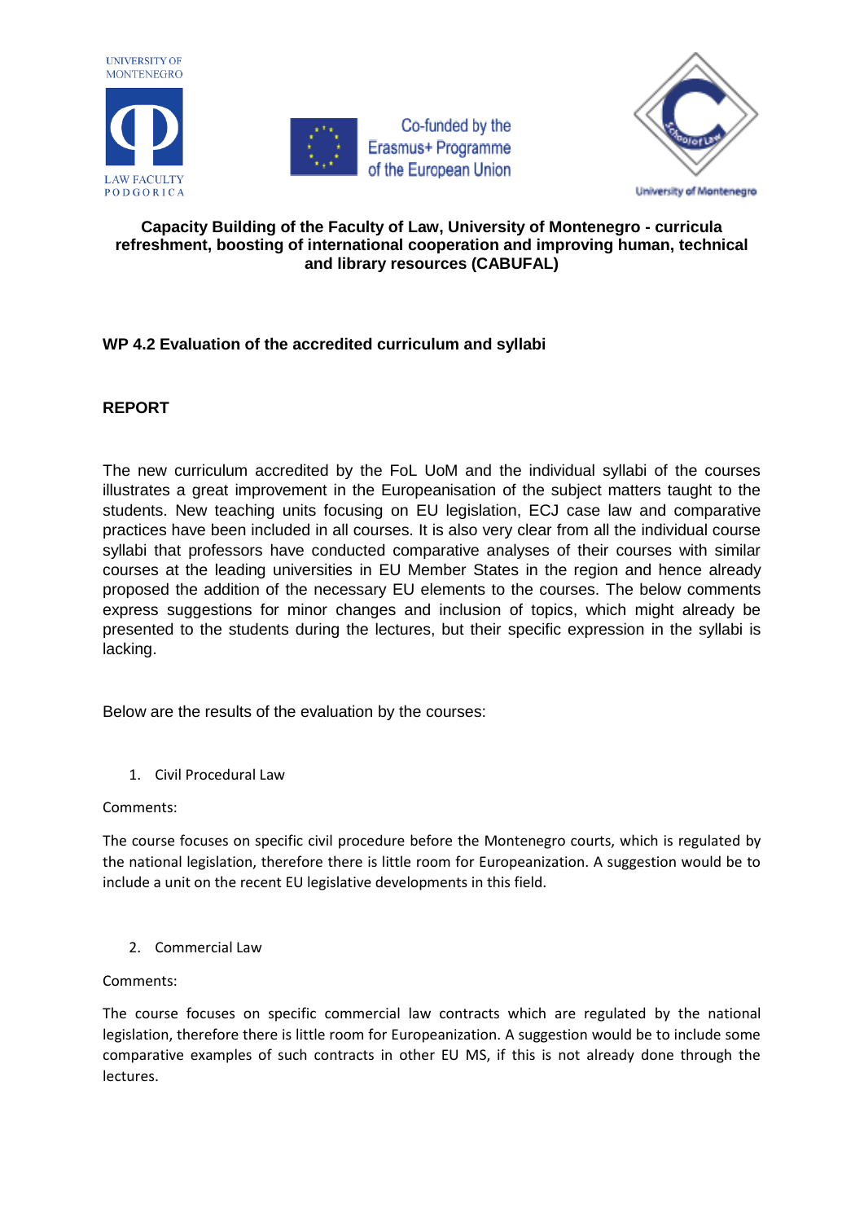UNIVERSITY OF MONTENEGRO

LAW FACULTY PODGORICA

Co-funded by the Erasmus+ Programme of the European Union

University of Montenegro

**Capacity Building of the Faculty of Law, University of Montenegro - curricula refreshment, boosting of international cooperation and improving human, technical and library resources (CABUFAL)**

**WP 4.2 Evaluation of the accredited curriculum and syllabi**

**REPORT**

The new curriculum accredited by the FoL UoM and the individual syllabi of the courses illustrates a great improvement in the Europeanisation of the subject matters taught to the students. New teaching units focusing on EU legislation, ECJ case law and comparative practices have been included in all courses. It is also very clear from all the individual course syllabi that professors have conducted comparative analyses of their courses with similar courses at the leading universities in EU Member States in the region and hence already proposed the addition of the necessary EU elements to the courses. The below comments express suggestions for minor changes and inclusion of topics, which might already be presented to the students during the lectures, but their specific expression in the syllabi is lacking.

Below are the results of the evaluation by the courses:

1. Civil Procedural Law

Comments:

The course focuses on specific civil procedure before the Montenegro courts, which is regulated by the national legislation, therefore there is little room for Europeanization. A suggestion would be to include a unit on the recent EU legislative developments in this field.

2. Commercial Law

Comments:

The course focuses on specific commercial law contracts which are regulated by the national legislation, therefore there is little room for Europeanization. A suggestion would be to include some comparative examples of such contracts in other EU MS, if this is not already done through the lectures.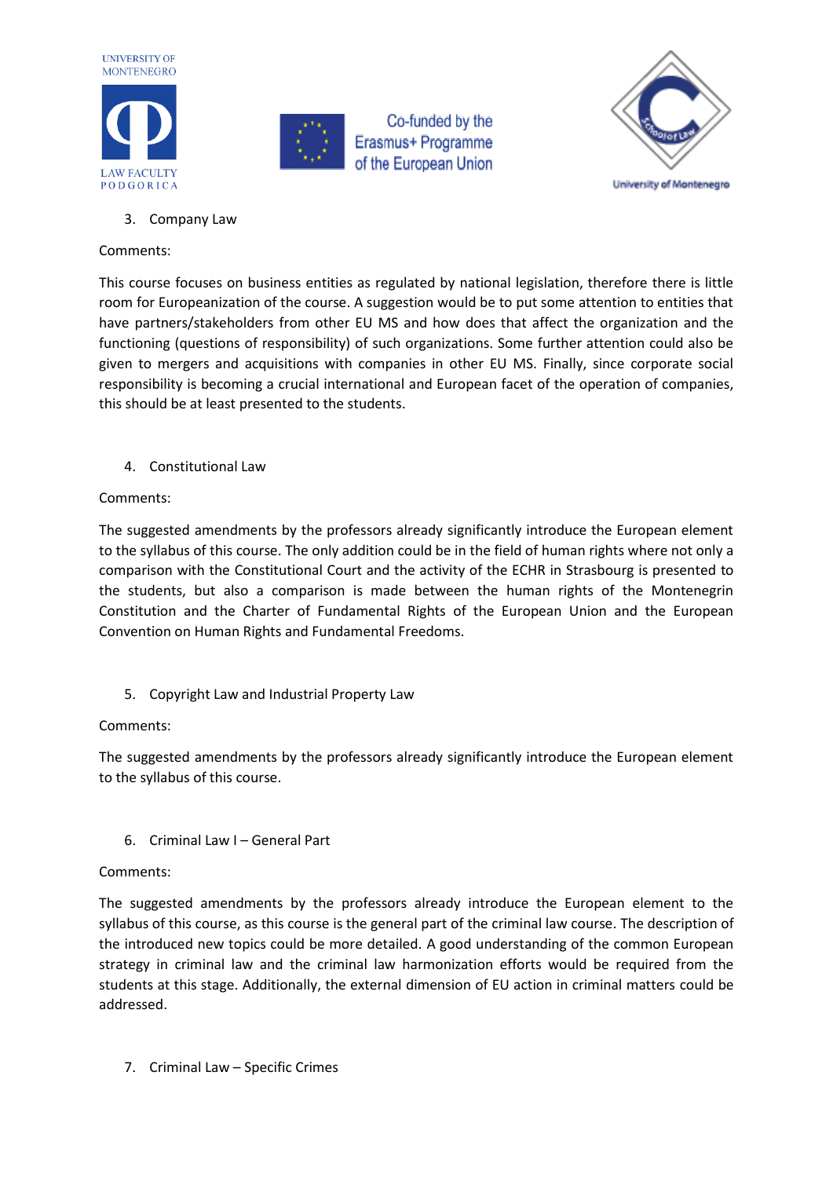3. Company Law

Comments:

This course focuses on business entities as regulated by national legislation, therefore there is little room for Europeanization of the course. A suggestion would be to put some attention to entities that have partners/stakeholders from other EU MS and how does that affect the organization and the functioning (questions of responsibility) of such organizations. Some further attention could also be given to mergers and acquisitions with companies in other EU MS. Finally, since corporate social responsibility is becoming a crucial international and European facet of the operation of companies, this should be at least presented to the students.

4. Constitutional Law

Comments:

The suggested amendments by the professors already significantly introduce the European element to the syllabus of this course. The only addition could be in the field of human rights where not only a comparison with the Constitutional Court and the activity of the ECHR in Strasbourg is presented to the students, but also a comparison is made between the human rights of the Montenegrin Constitution and the Charter of Fundamental Rights of the European Union and the European Convention on Human Rights and Fundamental Freedoms.

5. Copyright Law and Industrial Property Law

Comments:

The suggested amendments by the professors already significantly introduce the European element to the syllabus of this course.

6. Criminal Law I – General Part

Comments:

The suggested amendments by the professors already introduce the European element to the syllabus of this course, as this course is the general part of the criminal law course. The description of the introduced new topics could be more detailed. A good understanding of the common European strategy in criminal law and the criminal law harmonization efforts would be required from the students at this stage. Additionally, the external dimension of EU action in criminal matters could be addressed.

7. Criminal Law – Specific Crimes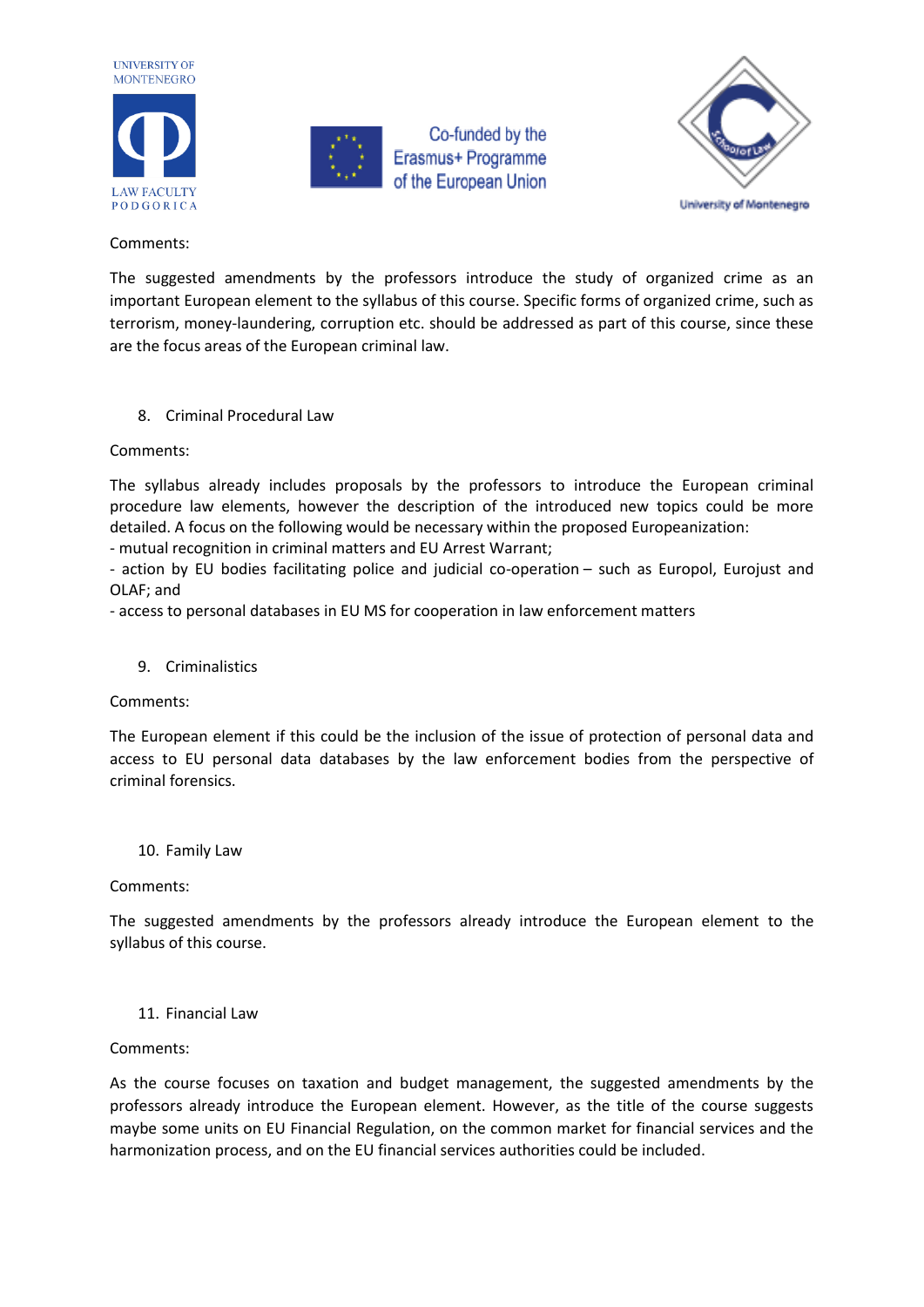Comments:

The suggested amendments by the professors introduce the study of organized crime as an important European element to the syllabus of this course. Specific forms of organized crime, such as terrorism, money-laundering, corruption etc. should be addressed as part of this course, since these are the focus areas of the European criminal law.

8. Criminal Procedural Law

Comments:

The syllabus already includes proposals by the professors to introduce the European criminal procedure law elements, however the description of the introduced new topics could be more detailed. A focus on the following would be necessary within the proposed Europeanization:
- mutual recognition in criminal matters and EU Arrest Warrant;
- action by EU bodies facilitating police and judicial co-operation – such as Europol, Eurojust and OLAF; and
- access to personal databases in EU MS for cooperation in law enforcement matters

9. Criminalistics

Comments:

The European element if this could be the inclusion of the issue of protection of personal data and access to EU personal data databases by the law enforcement bodies from the perspective of criminal forensics.

10. Family Law

Comments:

The suggested amendments by the professors already introduce the European element to the syllabus of this course.

11. Financial Law

Comments:

As the course focuses on taxation and budget management, the suggested amendments by the professors already introduce the European element. However, as the title of the course suggests maybe some units on EU Financial Regulation, on the common market for financial services and the harmonization process, and on the EU financial services authorities could be included.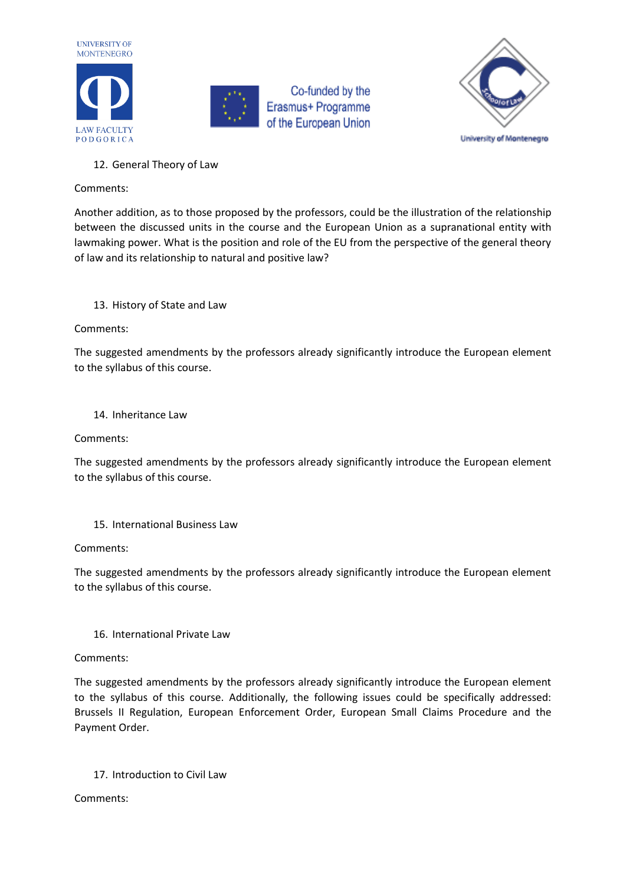12. General Theory of Law

Comments:

Another addition, as to those proposed by the professors, could be the illustration of the relationship between the discussed units in the course and the European Union as a supranational entity with lawmaking power. What is the position and role of the EU from the perspective of the general theory of law and its relationship to natural and positive law?

13. History of State and Law

Comments:

The suggested amendments by the professors already significantly introduce the European element to the syllabus of this course.

14. Inheritance Law

Comments:

The suggested amendments by the professors already significantly introduce the European element to the syllabus of this course.

15. International Business Law

Comments:

The suggested amendments by the professors already significantly introduce the European element to the syllabus of this course.

16. International Private Law

Comments:

The suggested amendments by the professors already significantly introduce the European element to the syllabus of this course. Additionally, the following issues could be specifically addressed: Brussels II Regulation, European Enforcement Order, European Small Claims Procedure and the Payment Order.

17. Introduction to Civil Law

Comments: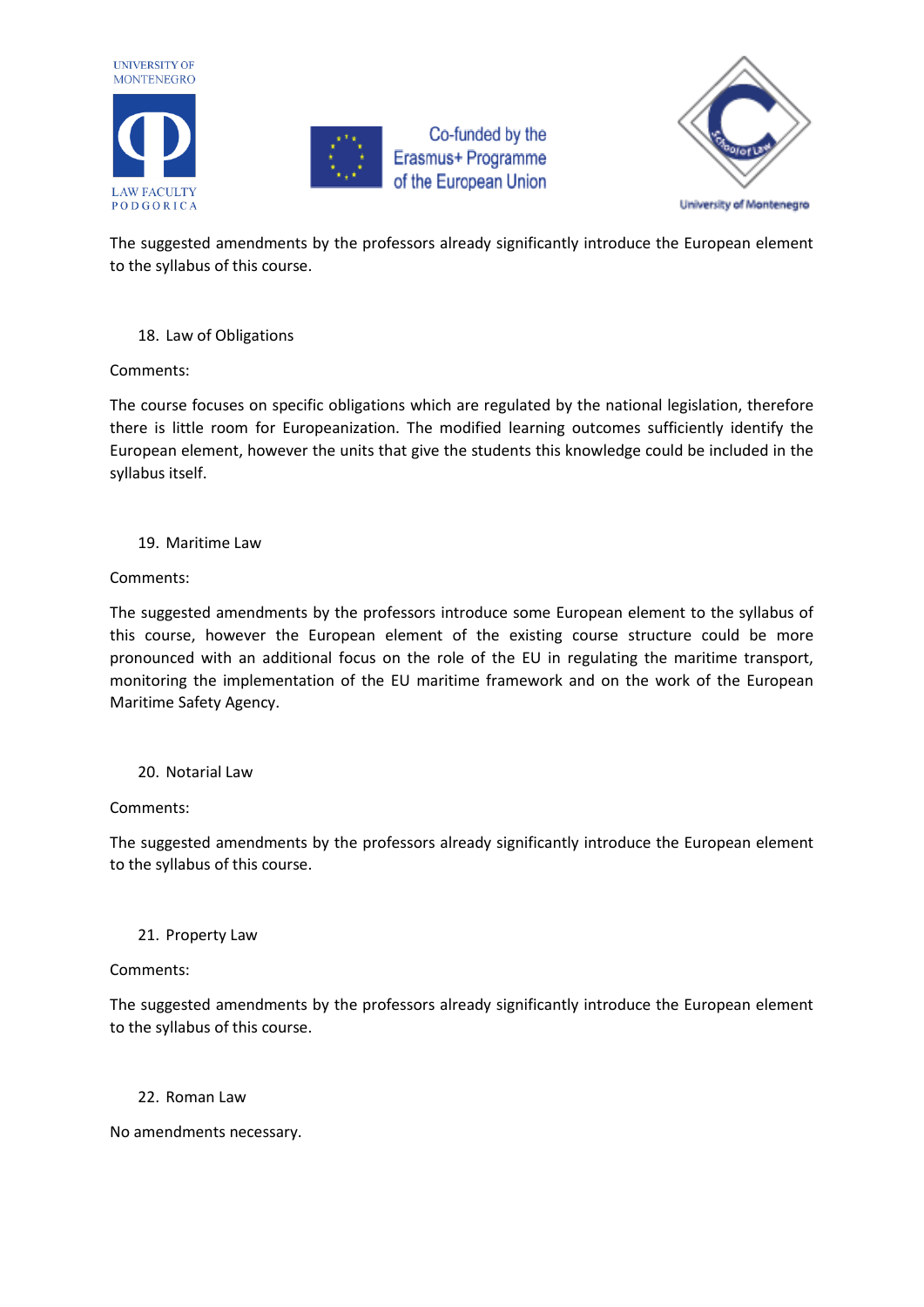The suggested amendments by the professors already significantly introduce the European element to the syllabus of this course.

18. Law of Obligations

Comments:

The course focuses on specific obligations which are regulated by the national legislation, therefore there is little room for Europeanization. The modified learning outcomes sufficiently identify the European element, however the units that give the students this knowledge could be included in the syllabus itself.

19. Maritime Law

Comments:

The suggested amendments by the professors introduce some European element to the syllabus of this course, however the European element of the existing course structure could be more pronounced with an additional focus on the role of the EU in regulating the maritime transport, monitoring the implementation of the EU maritime framework and on the work of the European Maritime Safety Agency.

20. Notarial Law

Comments:

The suggested amendments by the professors already significantly introduce the European element to the syllabus of this course.

21. Property Law

Comments:

The suggested amendments by the professors already significantly introduce the European element to the syllabus of this course.

22. Roman Law

No amendments necessary.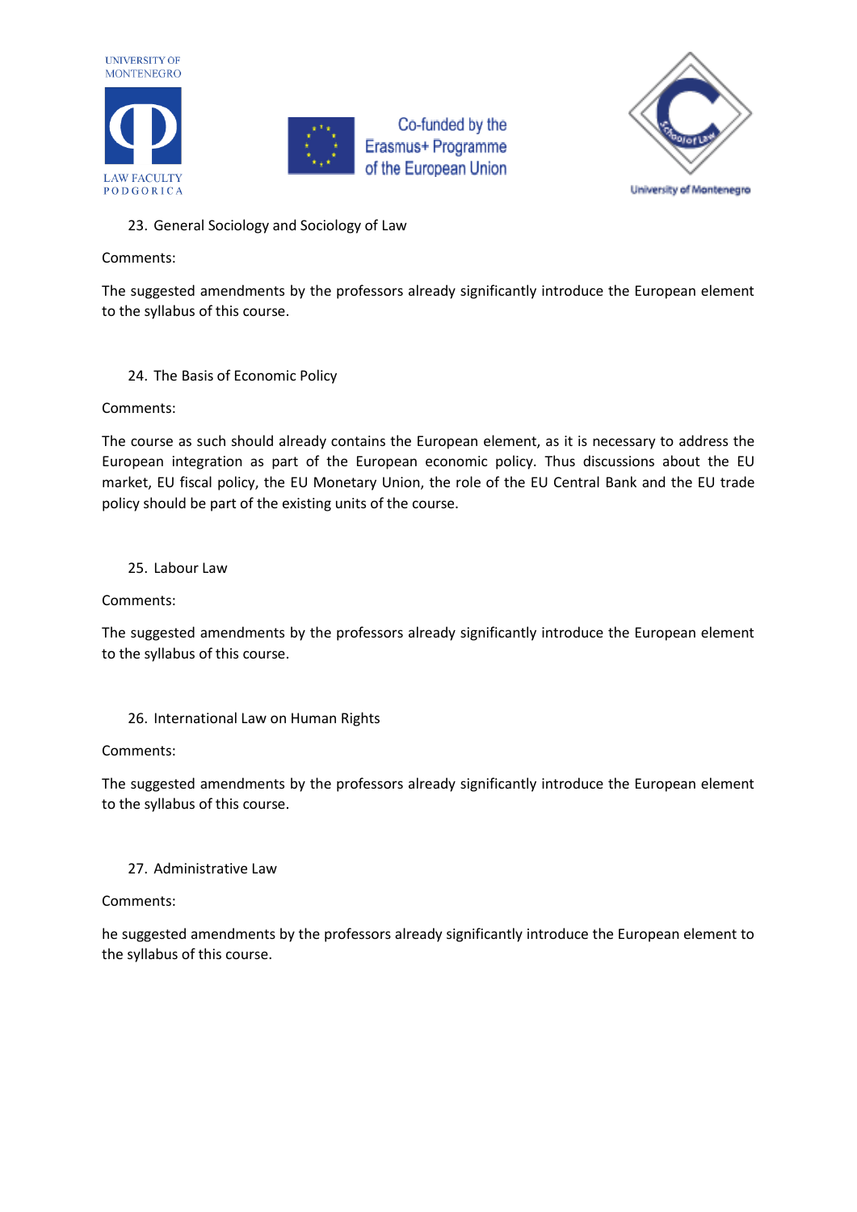23. General Sociology and Sociology of Law

Comments:

The suggested amendments by the professors already significantly introduce the European element to the syllabus of this course.

24. The Basis of Economic Policy

Comments:

The course as such should already contains the European element, as it is necessary to address the European integration as part of the European economic policy. Thus discussions about the EU market, EU fiscal policy, the EU Monetary Union, the role of the EU Central Bank and the EU trade policy should be part of the existing units of the course.

25. Labour Law

Comments:

The suggested amendments by the professors already significantly introduce the European element to the syllabus of this course.

26. International Law on Human Rights

Comments:

The suggested amendments by the professors already significantly introduce the European element to the syllabus of this course.

27. Administrative Law

Comments:

he suggested amendments by the professors already significantly introduce the European element to the syllabus of this course.